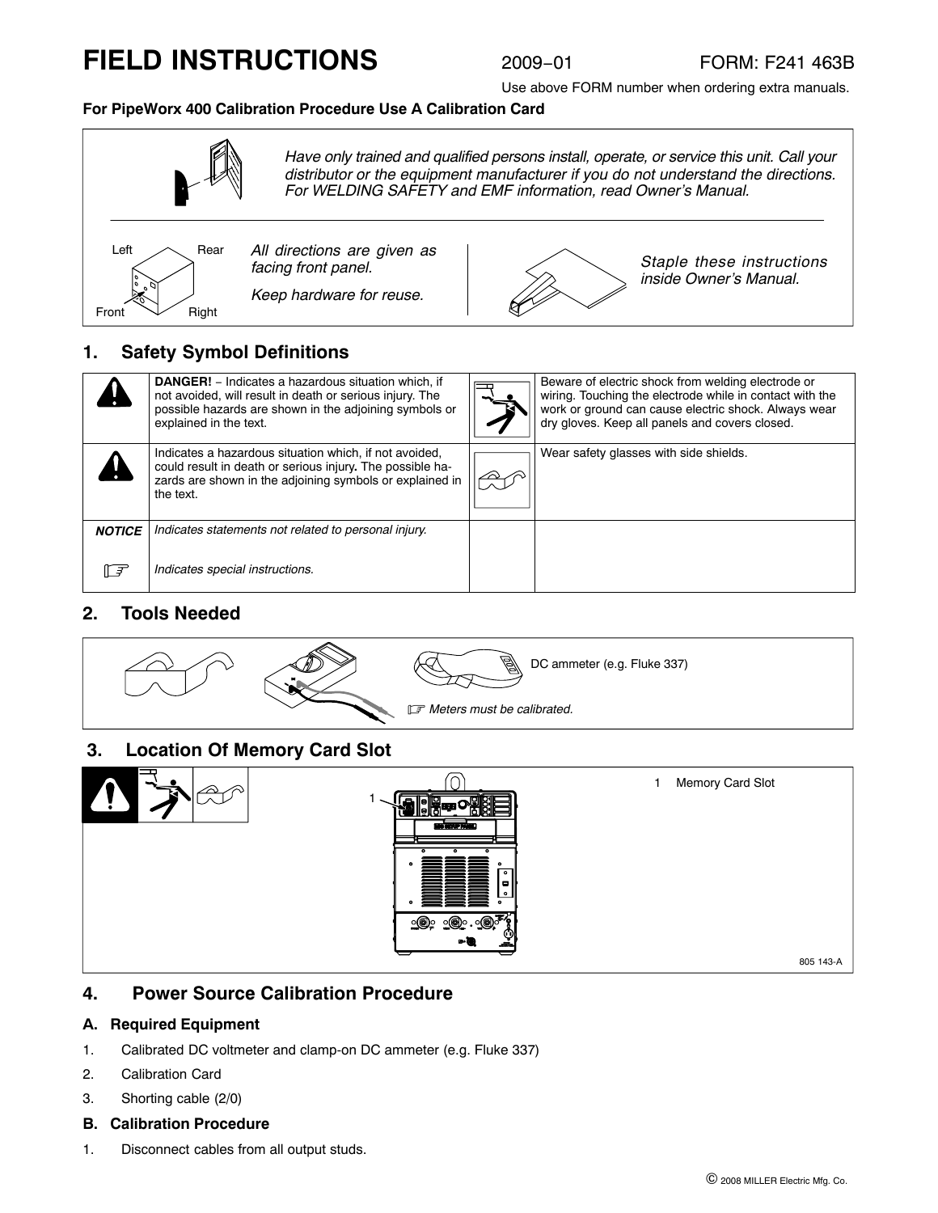# FIELD INSTRUCTIONS

2009−01 FORM: F241 463B

Use above FORM number when ordering extra manuals.

**For PipeWorx 400 Calibration Procedure Use A Calibration Card**

*Have only trained and qualified persons install, operate, or service this unit. Call your distributor or the equipment manufacturer if you do not understand the directions. For WELDING SAFETY and EMF information, read Owner's Manual.*

Left Rear Front Right

*All directions are given as facing front panel.*

*Keep hardware for reuse.*

*Staple these instructions inside Owner's Manual.*

## 1. Safety Symbol Definitions

| | | | |
|---|---|---|---|
| | **DANGER!** − Indicates a hazardous situation which, if not avoided, will result in death or serious injury. The possible hazards are shown in the adjoining symbols or explained in the text. | | Beware of electric shock from welding electrode or wiring. Touching the electrode while in contact with the work or ground can cause electric shock. Always wear dry gloves. Keep all panels and covers closed. |
| | Indicates a hazardous situation which, if not avoided, could result in death or serious injury. The possible hazards are shown in the adjoining symbols or explained in the text. | | Wear safety glasses with side shields. |
| ***NOTICE*** | *Indicates statements not related to personal injury.* | | |
| ☞ | *Indicates special instructions.* | | |

## 2. Tools Needed

DC ammeter (e.g. Fluke 337)

☞ *Meters must be calibrated.*

## 3. Location Of Memory Card Slot

1 Memory Card Slot

805 143-A

## 4. Power Source Calibration Procedure

### A. Required Equipment

1. Calibrated DC voltmeter and clamp-on DC ammeter (e.g. Fluke 337)
2. Calibration Card
3. Shorting cable (2/0)

### B. Calibration Procedure

1. Disconnect cables from all output studs.

© 2008 MILLER Electric Mfg. Co.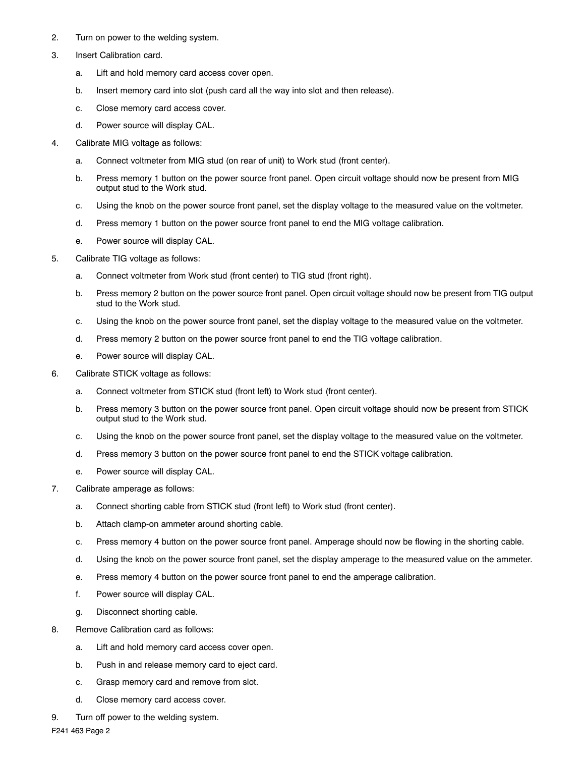2. Turn on power to the welding system.
3. Insert Calibration card.
   a. Lift and hold memory card access cover open.
   b. Insert memory card into slot (push card all the way into slot and then release).
   c. Close memory card access cover.
   d. Power source will display CAL.
4. Calibrate MIG voltage as follows:
   a. Connect voltmeter from MIG stud (on rear of unit) to Work stud (front center).
   b. Press memory 1 button on the power source front panel. Open circuit voltage should now be present from MIG output stud to the Work stud.
   c. Using the knob on the power source front panel, set the display voltage to the measured value on the voltmeter.
   d. Press memory 1 button on the power source front panel to end the MIG voltage calibration.
   e. Power source will display CAL.
5. Calibrate TIG voltage as follows:
   a. Connect voltmeter from Work stud (front center) to TIG stud (front right).
   b. Press memory 2 button on the power source front panel. Open circuit voltage should now be present from TIG output stud to the Work stud.
   c. Using the knob on the power source front panel, set the display voltage to the measured value on the voltmeter.
   d. Press memory 2 button on the power source front panel to end the TIG voltage calibration.
   e. Power source will display CAL.
6. Calibrate STICK voltage as follows:
   a. Connect voltmeter from STICK stud (front left) to Work stud (front center).
   b. Press memory 3 button on the power source front panel. Open circuit voltage should now be present from STICK output stud to the Work stud.
   c. Using the knob on the power source front panel, set the display voltage to the measured value on the voltmeter.
   d. Press memory 3 button on the power source front panel to end the STICK voltage calibration.
   e. Power source will display CAL.
7. Calibrate amperage as follows:
   a. Connect shorting cable from STICK stud (front left) to Work stud (front center).
   b. Attach clamp-on ammeter around shorting cable.
   c. Press memory 4 button on the power source front panel. Amperage should now be flowing in the shorting cable.
   d. Using the knob on the power source front panel, set the display amperage to the measured value on the ammeter.
   e. Press memory 4 button on the power source front panel to end the amperage calibration.
   f. Power source will display CAL.
   g. Disconnect shorting cable.
8. Remove Calibration card as follows:
   a. Lift and hold memory card access cover open.
   b. Push in and release memory card to eject card.
   c. Grasp memory card and remove from slot.
   d. Close memory card access cover.
9. Turn off power to the welding system.